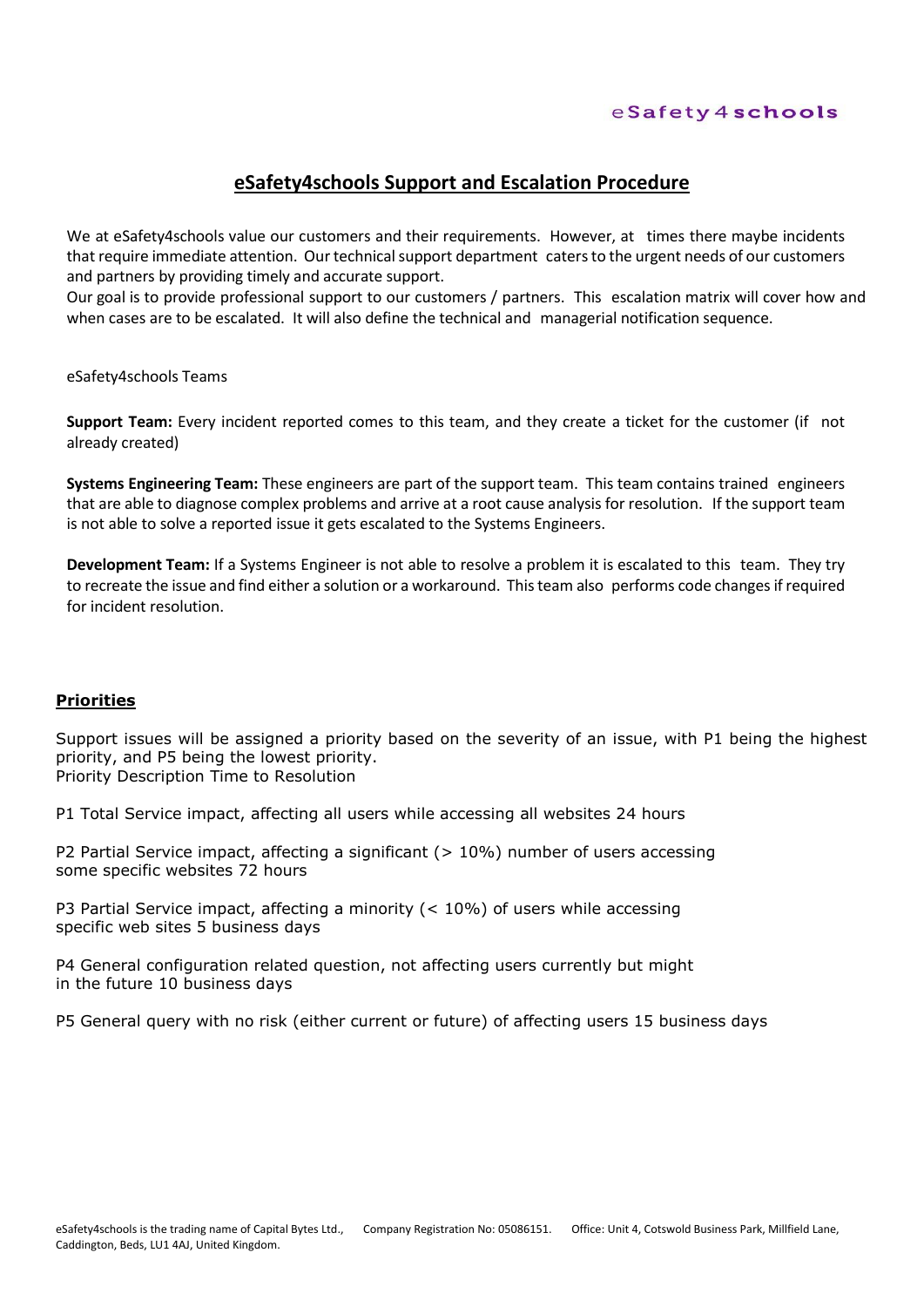eSafety4schools

# eSafety4schools Support and Escalation Procedure

We at eSafety4schools value our customers and their requirements. However, at times there maybe incidents that require immediate attention. Our technical support department caters to the urgent needs of our customers and partners by providing timely and accurate support.
Our goal is to provide professional support to our customers / partners. This escalation matrix will cover how and when cases are to be escalated. It will also define the technical and managerial notification sequence.

eSafety4schools Teams

**Support Team:** Every incident reported comes to this team, and they create a ticket for the customer (if not already created)

**Systems Engineering Team:** These engineers are part of the support team. This team contains trained engineers that are able to diagnose complex problems and arrive at a root cause analysis for resolution. If the support team is not able to solve a reported issue it gets escalated to the Systems Engineers.

**Development Team:** If a Systems Engineer is not able to resolve a problem it is escalated to this team. They try to recreate the issue and find either a solution or a workaround. This team also performs code changes if required for incident resolution.

## Priorities

Support issues will be assigned a priority based on the severity of an issue, with P1 being the highest priority, and P5 being the lowest priority.
Priority Description Time to Resolution

P1 Total Service impact, affecting all users while accessing all websites 24 hours

P2 Partial Service impact, affecting a significant (> 10%) number of users accessing some specific websites 72 hours

P3 Partial Service impact, affecting a minority (< 10%) of users while accessing specific web sites 5 business days

P4 General configuration related question, not affecting users currently but might in the future 10 business days

P5 General query with no risk (either current or future) of affecting users 15 business days

eSafety4schools is the trading name of Capital Bytes Ltd., Company Registration No: 05086151. Office: Unit 4, Cotswold Business Park, Millfield Lane, Caddington, Beds, LU1 4AJ, United Kingdom.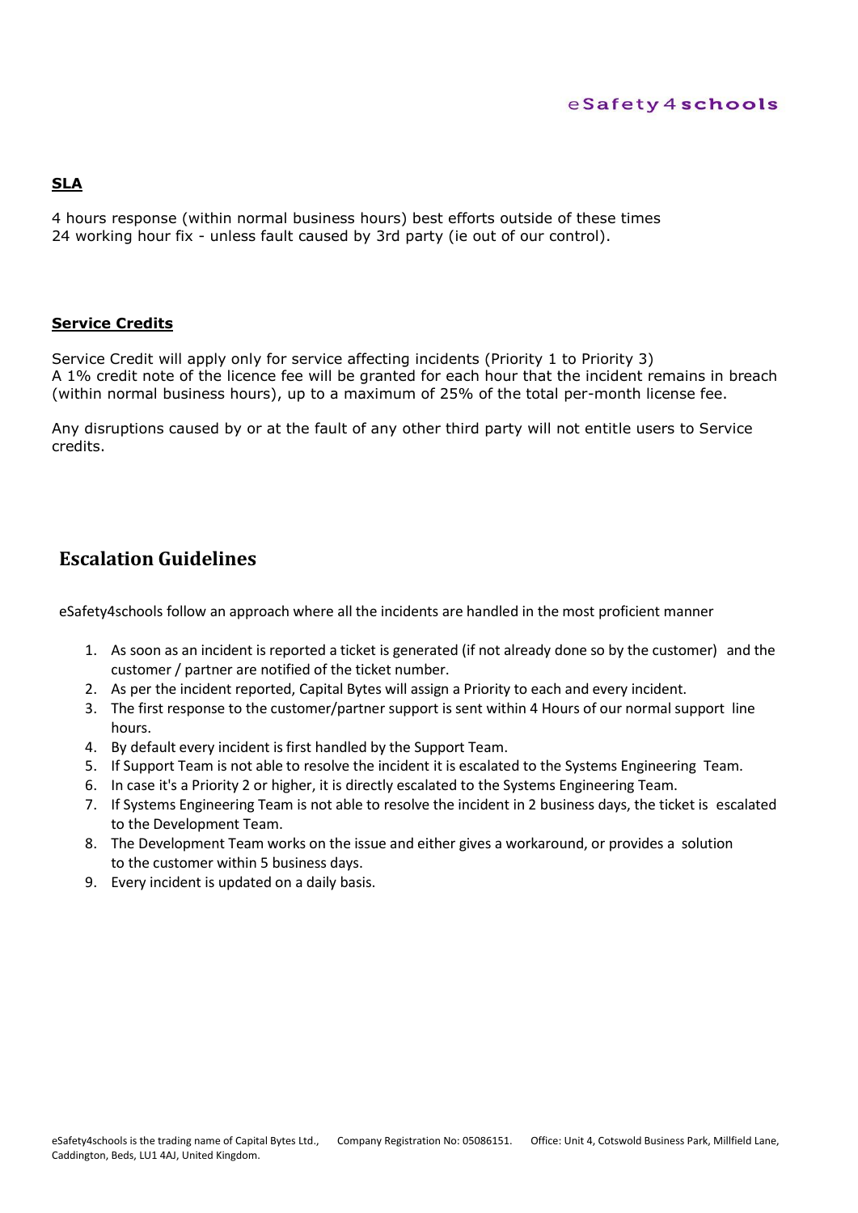**SLA**

4 hours response (within normal business hours) best efforts outside of these times
24 working hour fix - unless fault caused by 3rd party (ie out of our control).

**Service Credits**

Service Credit will apply only for service affecting incidents (Priority 1 to Priority 3)
A 1% credit note of the licence fee will be granted for each hour that the incident remains in breach (within normal business hours), up to a maximum of 25% of the total per-month license fee.

Any disruptions caused by or at the fault of any other third party will not entitle users to Service credits.

## Escalation Guidelines

eSafety4schools follow an approach where all the incidents are handled in the most proficient manner

1. As soon as an incident is reported a ticket is generated (if not already done so by the customer) and the customer / partner are notified of the ticket number.
2. As per the incident reported, Capital Bytes will assign a Priority to each and every incident.
3. The first response to the customer/partner support is sent within 4 Hours of our normal support line hours.
4. By default every incident is first handled by the Support Team.
5. If Support Team is not able to resolve the incident it is escalated to the Systems Engineering Team.
6. In case it's a Priority 2 or higher, it is directly escalated to the Systems Engineering Team.
7. If Systems Engineering Team is not able to resolve the incident in 2 business days, the ticket is escalated to the Development Team.
8. The Development Team works on the issue and either gives a workaround, or provides a solution to the customer within 5 business days.
9. Every incident is updated on a daily basis.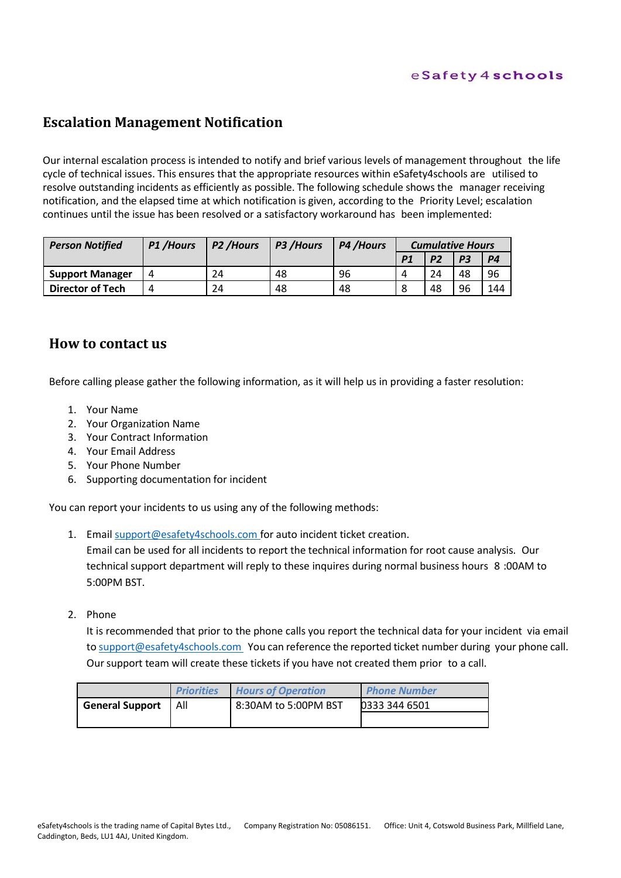eSafety4schools

## Escalation Management Notification

Our internal escalation process is intended to notify and brief various levels of management throughout the life cycle of technical issues. This ensures that the appropriate resources within eSafety4schools are utilised to resolve outstanding incidents as efficiently as possible. The following schedule shows the manager receiving notification, and the elapsed time at which notification is given, according to the Priority Level; escalation continues until the issue has been resolved or a satisfactory workaround has been implemented:

| ***Person Notified*** | ***P1 /Hours*** | ***P2 /Hours*** | ***P3 /Hours*** | ***P4 /Hours*** | ***Cumulative Hours*** | | | |
|---|---|---|---|---|---|---|---|---|
| | | | | | ***P1*** | ***P2*** | ***P3*** | ***P4*** |
| **Support Manager** | 4 | 24 | 48 | 96 | 4 | 24 | 48 | 96 |
| **Director of Tech** | 4 | 24 | 48 | 48 | 8 | 48 | 96 | 144 |

## How to contact us

Before calling please gather the following information, as it will help us in providing a faster resolution:

1. Your Name
2. Your Organization Name
3. Your Contract Information
4. Your Email Address
5. Your Phone Number
6. Supporting documentation for incident

You can report your incidents to us using any of the following methods:

1. Email support@esafety4schools.com for auto incident ticket creation.
   Email can be used for all incidents to report the technical information for root cause analysis. Our technical support department will reply to these inquires during normal business hours 8 :00AM to 5:00PM BST.

2. Phone
   It is recommended that prior to the phone calls you report the technical data for your incident via email to support@esafety4schools.com You can reference the reported ticket number during your phone call. Our support team will create these tickets if you have not created them prior to a call.

| | *Priorities* | *Hours of Operation* | *Phone Number* |
|---|---|---|---|
| **General Support** | All | 8:30AM to 5:00PM BST | 0333 344 6501 |

eSafety4schools is the trading name of Capital Bytes Ltd., Company Registration No: 05086151. Office: Unit 4, Cotswold Business Park, Millfield Lane, Caddington, Beds, LU1 4AJ, United Kingdom.